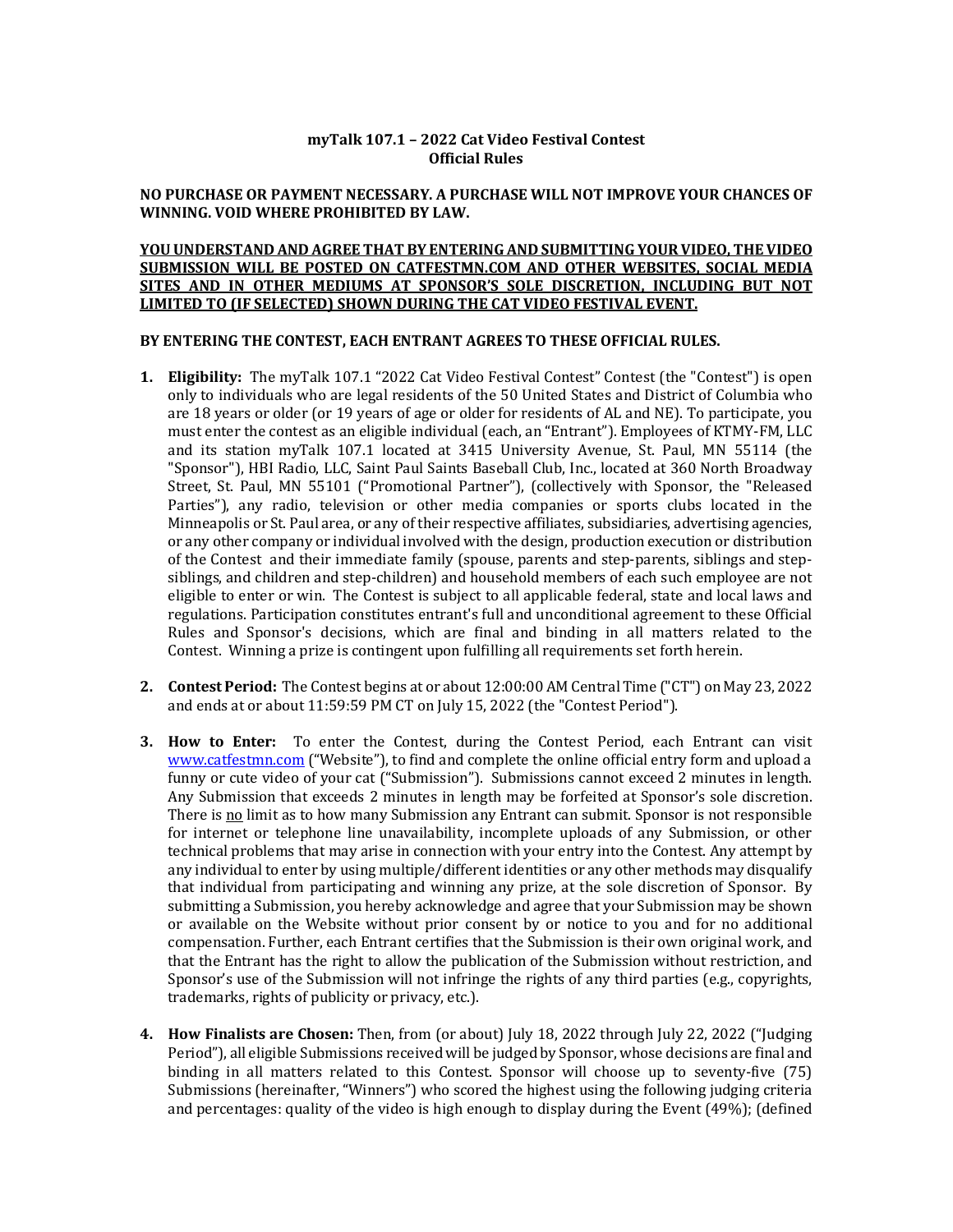**myTalk 107.1 – 2022 Cat Video Festival Contest**
**Official Rules**

**NO PURCHASE OR PAYMENT NECESSARY. A PURCHASE WILL NOT IMPROVE YOUR CHANCES OF WINNING. VOID WHERE PROHIBITED BY LAW.**

**YOU UNDERSTAND AND AGREE THAT BY ENTERING AND SUBMITTING YOUR VIDEO, THE VIDEO SUBMISSION WILL BE POSTED ON CATFESTMN.COM AND OTHER WEBSITES, SOCIAL MEDIA SITES AND IN OTHER MEDIUMS AT SPONSOR'S SOLE DISCRETION, INCLUDING BUT NOT LIMITED TO (IF SELECTED) SHOWN DURING THE CAT VIDEO FESTIVAL EVENT.**

**BY ENTERING THE CONTEST, EACH ENTRANT AGREES TO THESE OFFICIAL RULES.**

1. **Eligibility:** The myTalk 107.1 "2022 Cat Video Festival Contest" Contest (the "Contest") is open only to individuals who are legal residents of the 50 United States and District of Columbia who are 18 years or older (or 19 years of age or older for residents of AL and NE). To participate, you must enter the contest as an eligible individual (each, an "Entrant"). Employees of KTMY-FM, LLC and its station myTalk 107.1 located at 3415 University Avenue, St. Paul, MN 55114 (the "Sponsor"), HBI Radio, LLC, Saint Paul Saints Baseball Club, Inc., located at 360 North Broadway Street, St. Paul, MN 55101 ("Promotional Partner"), (collectively with Sponsor, the "Released Parties"), any radio, television or other media companies or sports clubs located in the Minneapolis or St. Paul area, or any of their respective affiliates, subsidiaries, advertising agencies, or any other company or individual involved with the design, production execution or distribution of the Contest and their immediate family (spouse, parents and step-parents, siblings and step-siblings, and children and step-children) and household members of each such employee are not eligible to enter or win. The Contest is subject to all applicable federal, state and local laws and regulations. Participation constitutes entrant's full and unconditional agreement to these Official Rules and Sponsor's decisions, which are final and binding in all matters related to the Contest. Winning a prize is contingent upon fulfilling all requirements set forth herein.

2. **Contest Period:** The Contest begins at or about 12:00:00 AM Central Time ("CT") on May 23, 2022 and ends at or about 11:59:59 PM CT on July 15, 2022 (the "Contest Period").

3. **How to Enter:** To enter the Contest, during the Contest Period, each Entrant can visit www.catfestmn.com ("Website"), to find and complete the online official entry form and upload a funny or cute video of your cat ("Submission"). Submissions cannot exceed 2 minutes in length. Any Submission that exceeds 2 minutes in length may be forfeited at Sponsor's sole discretion. There is no limit as to how many Submission any Entrant can submit. Sponsor is not responsible for internet or telephone line unavailability, incomplete uploads of any Submission, or other technical problems that may arise in connection with your entry into the Contest. Any attempt by any individual to enter by using multiple/different identities or any other methods may disqualify that individual from participating and winning any prize, at the sole discretion of Sponsor. By submitting a Submission, you hereby acknowledge and agree that your Submission may be shown or available on the Website without prior consent by or notice to you and for no additional compensation. Further, each Entrant certifies that the Submission is their own original work, and that the Entrant has the right to allow the publication of the Submission without restriction, and Sponsor's use of the Submission will not infringe the rights of any third parties (e.g., copyrights, trademarks, rights of publicity or privacy, etc.).

4. **How Finalists are Chosen:** Then, from (or about) July 18, 2022 through July 22, 2022 ("Judging Period"), all eligible Submissions received will be judged by Sponsor, whose decisions are final and binding in all matters related to this Contest. Sponsor will choose up to seventy-five (75) Submissions (hereinafter, "Winners") who scored the highest using the following judging criteria and percentages: quality of the video is high enough to display during the Event (49%); (defined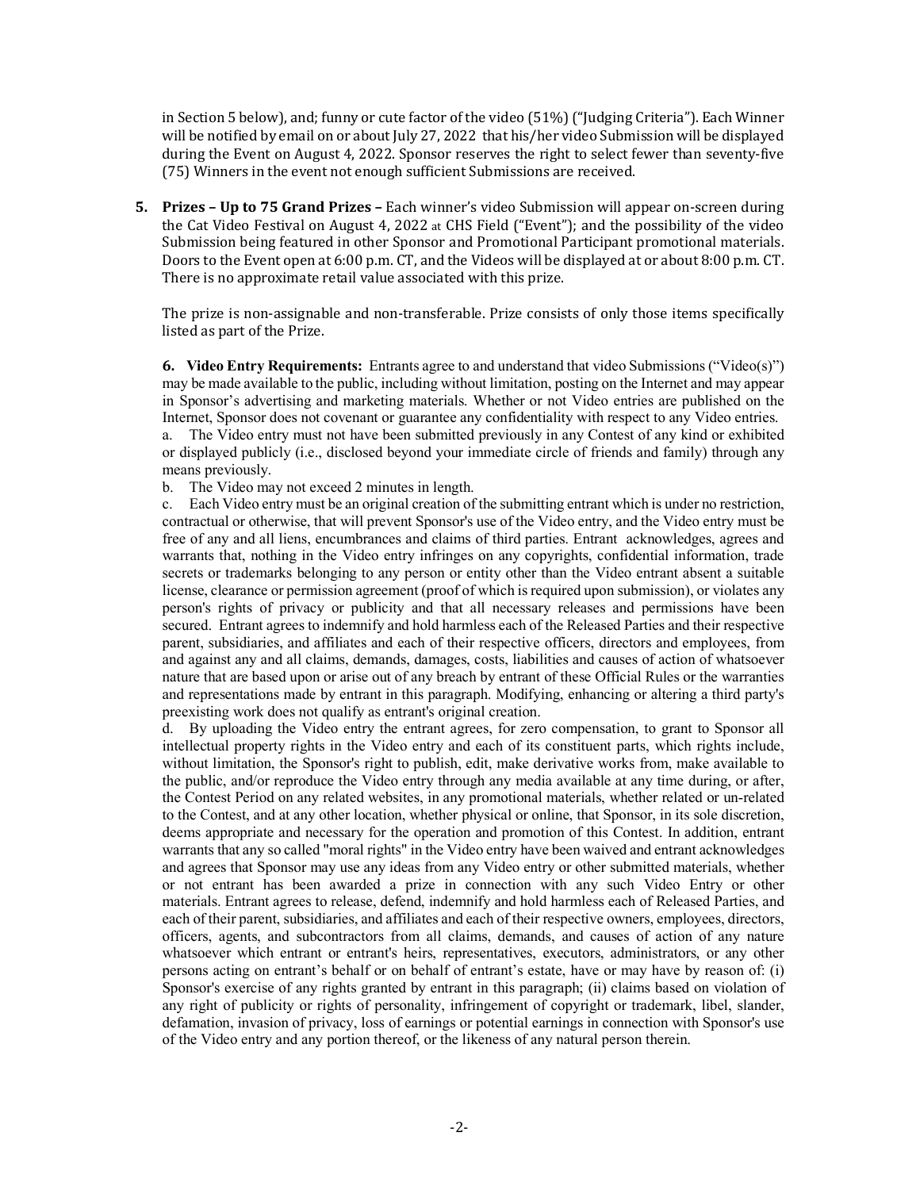in Section 5 below), and; funny or cute factor of the video (51%) ("Judging Criteria"). Each Winner will be notified by email on or about July 27, 2022 that his/her video Submission will be displayed during the Event on August 4, 2022. Sponsor reserves the right to select fewer than seventy-five (75) Winners in the event not enough sufficient Submissions are received.

**5. Prizes – Up to 75 Grand Prizes –** Each winner's video Submission will appear on-screen during the Cat Video Festival on August 4, 2022 at CHS Field ("Event"); and the possibility of the video Submission being featured in other Sponsor and Promotional Participant promotional materials. Doors to the Event open at 6:00 p.m. CT, and the Videos will be displayed at or about 8:00 p.m. CT. There is no approximate retail value associated with this prize.

The prize is non-assignable and non-transferable. Prize consists of only those items specifically listed as part of the Prize.

**6. Video Entry Requirements:** Entrants agree to and understand that video Submissions ("Video(s)") may be made available to the public, including without limitation, posting on the Internet and may appear in Sponsor's advertising and marketing materials. Whether or not Video entries are published on the Internet, Sponsor does not covenant or guarantee any confidentiality with respect to any Video entries.

a. The Video entry must not have been submitted previously in any Contest of any kind or exhibited or displayed publicly (i.e., disclosed beyond your immediate circle of friends and family) through any means previously.

b. The Video may not exceed 2 minutes in length.

c. Each Video entry must be an original creation of the submitting entrant which is under no restriction, contractual or otherwise, that will prevent Sponsor's use of the Video entry, and the Video entry must be free of any and all liens, encumbrances and claims of third parties. Entrant acknowledges, agrees and warrants that, nothing in the Video entry infringes on any copyrights, confidential information, trade secrets or trademarks belonging to any person or entity other than the Video entrant absent a suitable license, clearance or permission agreement (proof of which is required upon submission), or violates any person's rights of privacy or publicity and that all necessary releases and permissions have been secured. Entrant agrees to indemnify and hold harmless each of the Released Parties and their respective parent, subsidiaries, and affiliates and each of their respective officers, directors and employees, from and against any and all claims, demands, damages, costs, liabilities and causes of action of whatsoever nature that are based upon or arise out of any breach by entrant of these Official Rules or the warranties and representations made by entrant in this paragraph. Modifying, enhancing or altering a third party's preexisting work does not qualify as entrant's original creation.

d. By uploading the Video entry the entrant agrees, for zero compensation, to grant to Sponsor all intellectual property rights in the Video entry and each of its constituent parts, which rights include, without limitation, the Sponsor's right to publish, edit, make derivative works from, make available to the public, and/or reproduce the Video entry through any media available at any time during, or after, the Contest Period on any related websites, in any promotional materials, whether related or un-related to the Contest, and at any other location, whether physical or online, that Sponsor, in its sole discretion, deems appropriate and necessary for the operation and promotion of this Contest. In addition, entrant warrants that any so called "moral rights" in the Video entry have been waived and entrant acknowledges and agrees that Sponsor may use any ideas from any Video entry or other submitted materials, whether or not entrant has been awarded a prize in connection with any such Video Entry or other materials. Entrant agrees to release, defend, indemnify and hold harmless each of Released Parties, and each of their parent, subsidiaries, and affiliates and each of their respective owners, employees, directors, officers, agents, and subcontractors from all claims, demands, and causes of action of any nature whatsoever which entrant or entrant's heirs, representatives, executors, administrators, or any other persons acting on entrant's behalf or on behalf of entrant's estate, have or may have by reason of: (i) Sponsor's exercise of any rights granted by entrant in this paragraph; (ii) claims based on violation of any right of publicity or rights of personality, infringement of copyright or trademark, libel, slander, defamation, invasion of privacy, loss of earnings or potential earnings in connection with Sponsor's use of the Video entry and any portion thereof, or the likeness of any natural person therein.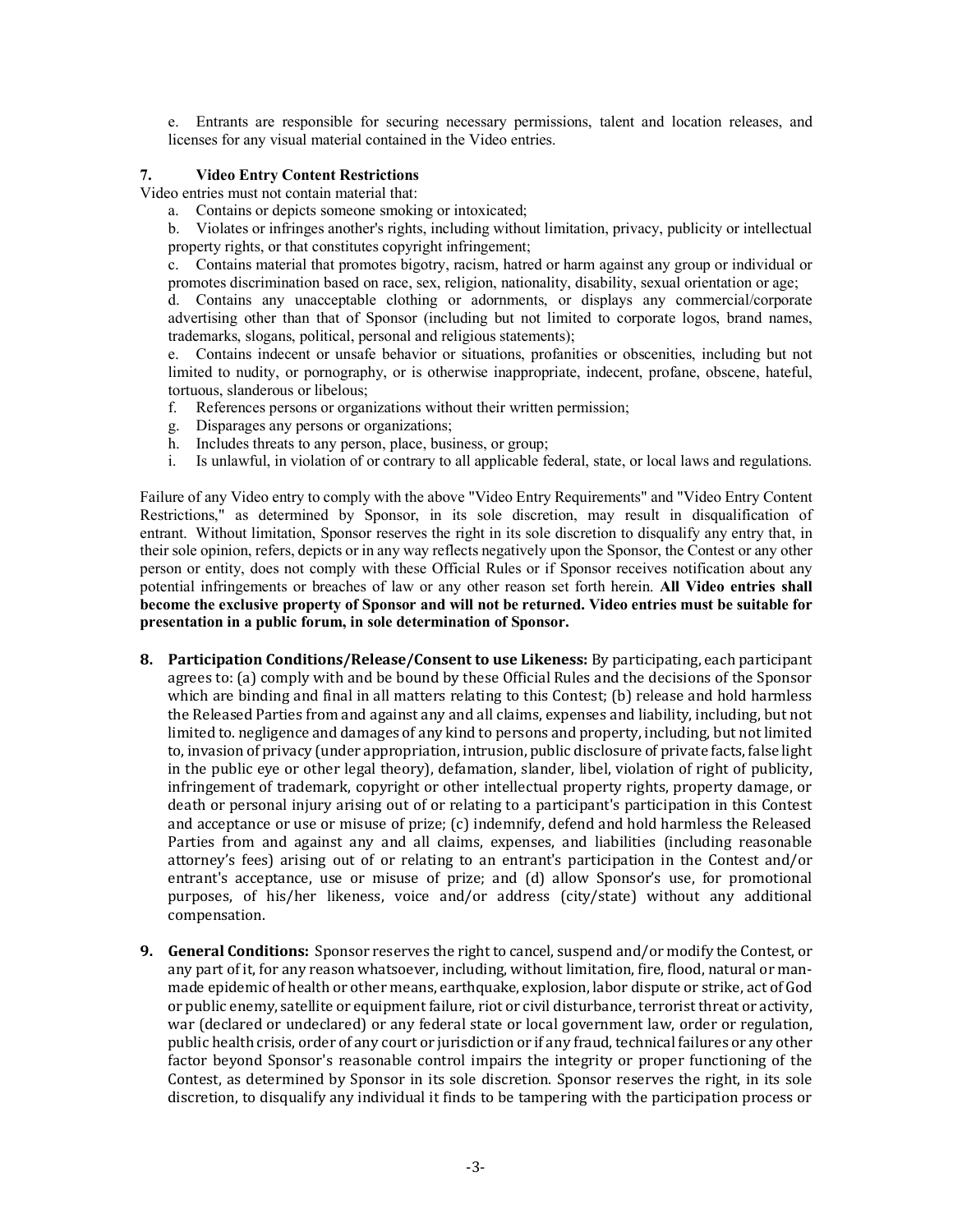e. Entrants are responsible for securing necessary permissions, talent and location releases, and licenses for any visual material contained in the Video entries.

## 7. Video Entry Content Restrictions

Video entries must not contain material that:

a. Contains or depicts someone smoking or intoxicated;

b. Violates or infringes another's rights, including without limitation, privacy, publicity or intellectual property rights, or that constitutes copyright infringement;

c. Contains material that promotes bigotry, racism, hatred or harm against any group or individual or promotes discrimination based on race, sex, religion, nationality, disability, sexual orientation or age;

d. Contains any unacceptable clothing or adornments, or displays any commercial/corporate advertising other than that of Sponsor (including but not limited to corporate logos, brand names, trademarks, slogans, political, personal and religious statements);

e. Contains indecent or unsafe behavior or situations, profanities or obscenities, including but not limited to nudity, or pornography, or is otherwise inappropriate, indecent, profane, obscene, hateful, tortuous, slanderous or libelous;

f. References persons or organizations without their written permission;

g. Disparages any persons or organizations;

h. Includes threats to any person, place, business, or group;

i. Is unlawful, in violation of or contrary to all applicable federal, state, or local laws and regulations.

Failure of any Video entry to comply with the above "Video Entry Requirements" and "Video Entry Content Restrictions," as determined by Sponsor, in its sole discretion, may result in disqualification of entrant. Without limitation, Sponsor reserves the right in its sole discretion to disqualify any entry that, in their sole opinion, refers, depicts or in any way reflects negatively upon the Sponsor, the Contest or any other person or entity, does not comply with these Official Rules or if Sponsor receives notification about any potential infringements or breaches of law or any other reason set forth herein. **All Video entries shall become the exclusive property of Sponsor and will not be returned. Video entries must be suitable for presentation in a public forum, in sole determination of Sponsor.**

8. **Participation Conditions/Release/Consent to use Likeness:** By participating, each participant agrees to: (a) comply with and be bound by these Official Rules and the decisions of the Sponsor which are binding and final in all matters relating to this Contest; (b) release and hold harmless the Released Parties from and against any and all claims, expenses and liability, including, but not limited to. negligence and damages of any kind to persons and property, including, but not limited to, invasion of privacy (under appropriation, intrusion, public disclosure of private facts, false light in the public eye or other legal theory), defamation, slander, libel, violation of right of publicity, infringement of trademark, copyright or other intellectual property rights, property damage, or death or personal injury arising out of or relating to a participant's participation in this Contest and acceptance or use or misuse of prize; (c) indemnify, defend and hold harmless the Released Parties from and against any and all claims, expenses, and liabilities (including reasonable attorney's fees) arising out of or relating to an entrant's participation in the Contest and/or entrant's acceptance, use or misuse of prize; and (d) allow Sponsor's use, for promotional purposes, of his/her likeness, voice and/or address (city/state) without any additional compensation.

9. **General Conditions:** Sponsor reserves the right to cancel, suspend and/or modify the Contest, or any part of it, for any reason whatsoever, including, without limitation, fire, flood, natural or man-made epidemic of health or other means, earthquake, explosion, labor dispute or strike, act of God or public enemy, satellite or equipment failure, riot or civil disturbance, terrorist threat or activity, war (declared or undeclared) or any federal state or local government law, order or regulation, public health crisis, order of any court or jurisdiction or if any fraud, technical failures or any other factor beyond Sponsor's reasonable control impairs the integrity or proper functioning of the Contest, as determined by Sponsor in its sole discretion. Sponsor reserves the right, in its sole discretion, to disqualify any individual it finds to be tampering with the participation process or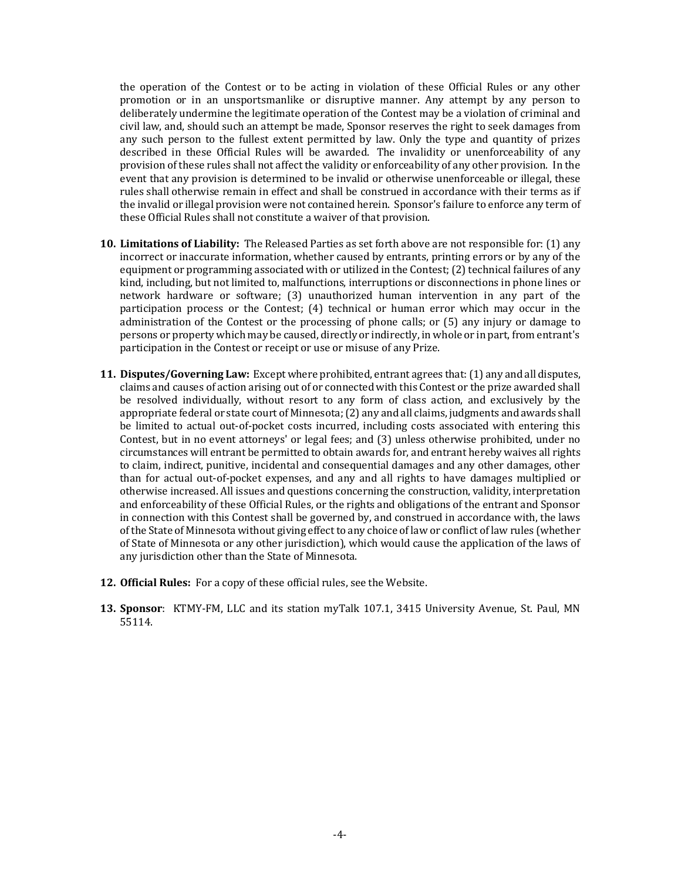the operation of the Contest or to be acting in violation of these Official Rules or any other promotion or in an unsportsmanlike or disruptive manner. Any attempt by any person to deliberately undermine the legitimate operation of the Contest may be a violation of criminal and civil law, and, should such an attempt be made, Sponsor reserves the right to seek damages from any such person to the fullest extent permitted by law. Only the type and quantity of prizes described in these Official Rules will be awarded. The invalidity or unenforceability of any provision of these rules shall not affect the validity or enforceability of any other provision. In the event that any provision is determined to be invalid or otherwise unenforceable or illegal, these rules shall otherwise remain in effect and shall be construed in accordance with their terms as if the invalid or illegal provision were not contained herein. Sponsor's failure to enforce any term of these Official Rules shall not constitute a waiver of that provision.

10. **Limitations of Liability:** The Released Parties as set forth above are not responsible for: (1) any incorrect or inaccurate information, whether caused by entrants, printing errors or by any of the equipment or programming associated with or utilized in the Contest; (2) technical failures of any kind, including, but not limited to, malfunctions, interruptions or disconnections in phone lines or network hardware or software; (3) unauthorized human intervention in any part of the participation process or the Contest; (4) technical or human error which may occur in the administration of the Contest or the processing of phone calls; or (5) any injury or damage to persons or property which may be caused, directly or indirectly, in whole or in part, from entrant's participation in the Contest or receipt or use or misuse of any Prize.

11. **Disputes/Governing Law:** Except where prohibited, entrant agrees that: (1) any and all disputes, claims and causes of action arising out of or connected with this Contest or the prize awarded shall be resolved individually, without resort to any form of class action, and exclusively by the appropriate federal or state court of Minnesota; (2) any and all claims, judgments and awards shall be limited to actual out-of-pocket costs incurred, including costs associated with entering this Contest, but in no event attorneys' or legal fees; and (3) unless otherwise prohibited, under no circumstances will entrant be permitted to obtain awards for, and entrant hereby waives all rights to claim, indirect, punitive, incidental and consequential damages and any other damages, other than for actual out-of-pocket expenses, and any and all rights to have damages multiplied or otherwise increased. All issues and questions concerning the construction, validity, interpretation and enforceability of these Official Rules, or the rights and obligations of the entrant and Sponsor in connection with this Contest shall be governed by, and construed in accordance with, the laws of the State of Minnesota without giving effect to any choice of law or conflict of law rules (whether of State of Minnesota or any other jurisdiction), which would cause the application of the laws of any jurisdiction other than the State of Minnesota.

12. **Official Rules:** For a copy of these official rules, see the Website.

13. **Sponsor**: KTMY-FM, LLC and its station myTalk 107.1, 3415 University Avenue, St. Paul, MN 55114.